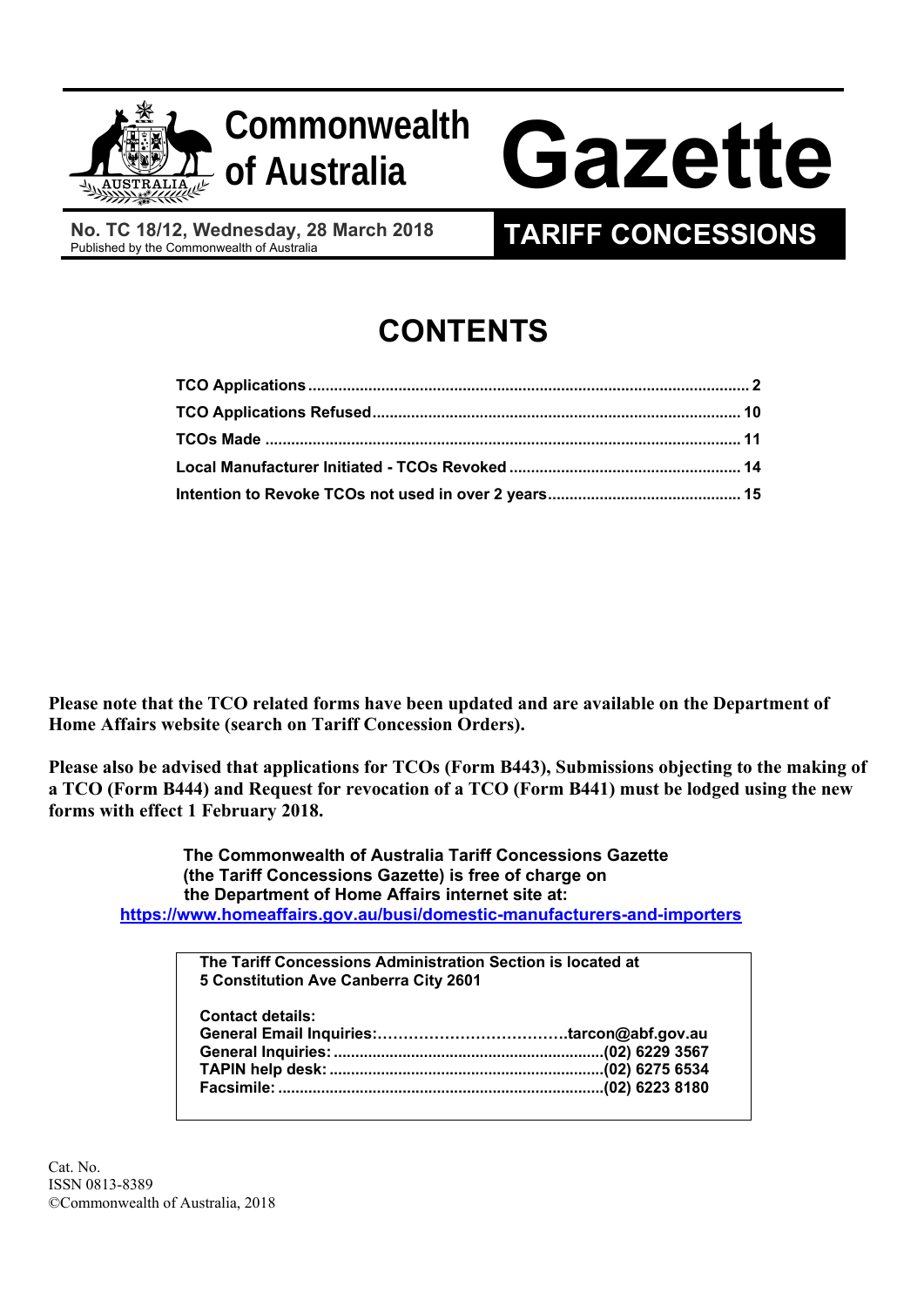# Commonwealth of Australia Gazette

**No. TC 18/12, Wednesday, 28 March 2018**
Published by the Commonwealth of Australia

**TARIFF CONCESSIONS**

## CONTENTS

| | |
|---|---|
| **TCO Applications** | **2** |
| **TCO Applications Refused** | **10** |
| **TCOs Made** | **11** |
| **Local Manufacturer Initiated - TCOs Revoked** | **14** |
| **Intention to Revoke TCOs not used in over 2 years** | **15** |

**Please note that the TCO related forms have been updated and are available on the Department of Home Affairs website (search on Tariff Concession Orders).**

**Please also be advised that applications for TCOs (Form B443), Submissions objecting to the making of a TCO (Form B444) and Request for revocation of a TCO (Form B441) must be lodged using the new forms with effect 1 February 2018.**

**The Commonwealth of Australia Tariff Concessions Gazette (the Tariff Concessions Gazette) is free of charge on the Department of Home Affairs internet site at:**
**https://www.homeaffairs.gov.au/busi/domestic-manufacturers-and-importers**

**The Tariff Concessions Administration Section is located at**
**5 Constitution Ave Canberra City 2601**

**Contact details:**

| | |
|---|---|
| **General Email Inquiries:** | **tarcon@abf.gov.au** |
| **General Inquiries:** | **(02) 6229 3567** |
| **TAPIN help desk:** | **(02) 6275 6534** |
| **Facsimile:** | **(02) 6223 8180** |

Cat. No.
ISSN 0813-8389
©Commonwealth of Australia, 2018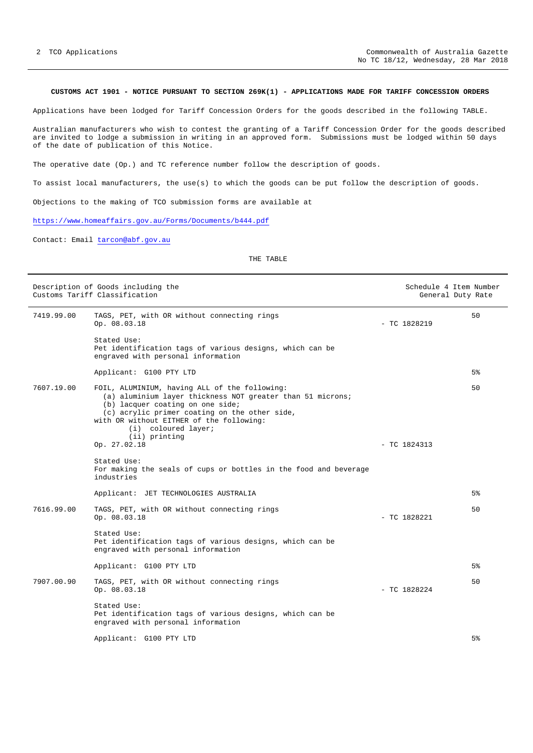**CUSTOMS ACT 1901 - NOTICE PURSUANT TO SECTION 269K(1) - APPLICATIONS MADE FOR TARIFF CONCESSION ORDERS**

Applications have been lodged for Tariff Concession Orders for the goods described in the following TABLE.

Australian manufacturers who wish to contest the granting of a Tariff Concession Order for the goods described are invited to lodge a submission in writing in an approved form. Submissions must be lodged within 50 days of the date of publication of this Notice.

The operative date (Op.) and TC reference number follow the description of goods.

To assist local manufacturers, the use(s) to which the goods can be put follow the description of goods.

Objections to the making of TCO submission forms are available at

https://www.homeaffairs.gov.au/Forms/Documents/b444.pdf

Contact: Email tarcon@abf.gov.au

THE TABLE

| Description of Goods including the Customs Tariff Classification | | | Schedule 4 Item Number / General Duty Rate |
|---|---|---|---|
| 7419.99.00 | TAGS, PET, with OR without connecting rings<br>Op. 08.03.18<br><br>Stated Use:<br>Pet identification tags of various designs, which can be engraved with personal information<br><br>Applicant: G100 PTY LTD | - TC 1828219 | 50<br><br>5% |
| 7607.19.00 | FOIL, ALUMINIUM, having ALL of the following:<br>(a) aluminium layer thickness NOT greater than 51 microns;<br>(b) lacquer coating on one side;<br>(c) acrylic primer coating on the other side,<br>with OR without EITHER of the following:<br>(i) coloured layer;<br>(ii) printing<br>Op. 27.02.18<br><br>Stated Use:<br>For making the seals of cups or bottles in the food and beverage industries<br><br>Applicant: JET TECHNOLOGIES AUSTRALIA | - TC 1824313 | 50<br><br>5% |
| 7616.99.00 | TAGS, PET, with OR without connecting rings<br>Op. 08.03.18<br><br>Stated Use:<br>Pet identification tags of various designs, which can be engraved with personal information<br><br>Applicant: G100 PTY LTD | - TC 1828221 | 50<br><br>5% |
| 7907.00.90 | TAGS, PET, with OR without connecting rings<br>Op. 08.03.18<br><br>Stated Use:<br>Pet identification tags of various designs, which can be engraved with personal information<br><br>Applicant: G100 PTY LTD | - TC 1828224 | 50<br><br>5% |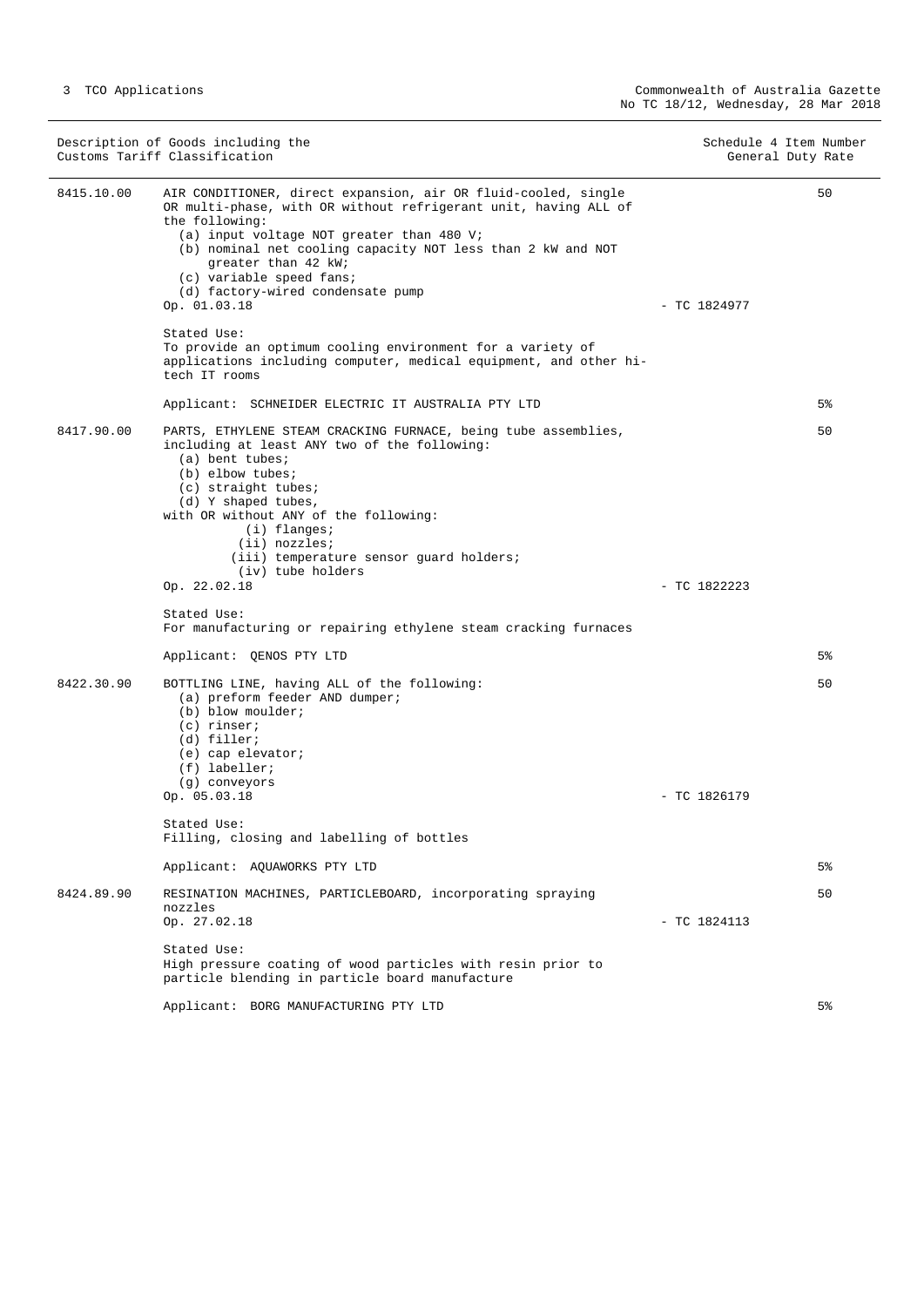| Description of Goods including the Customs Tariff Classification | | Schedule 4 Item Number | General Duty Rate |
|---|---|---|---|
| 8415.10.00 | AIR CONDITIONER, direct expansion, air OR fluid-cooled, single OR multi-phase, with OR without refrigerant unit, having ALL of the following:<br>(a) input voltage NOT greater than 480 V;<br>(b) nominal net cooling capacity NOT less than 2 kW and NOT greater than 42 kW;<br>(c) variable speed fans;<br>(d) factory-wired condensate pump<br>Op. 01.03.18<br><br>Stated Use:<br>To provide an optimum cooling environment for a variety of applications including computer, medical equipment, and other hi-tech IT rooms<br><br>Applicant: SCHNEIDER ELECTRIC IT AUSTRALIA PTY LTD | 50<br>- TC 1824977 | 5% |
| 8417.90.00 | PARTS, ETHYLENE STEAM CRACKING FURNACE, being tube assemblies, including at least ANY two of the following:<br>(a) bent tubes;<br>(b) elbow tubes;<br>(c) straight tubes;<br>(d) Y shaped tubes,<br>with OR without ANY of the following:<br>(i) flanges;<br>(ii) nozzles;<br>(iii) temperature sensor guard holders;<br>(iv) tube holders<br>Op. 22.02.18<br><br>Stated Use:<br>For manufacturing or repairing ethylene steam cracking furnaces<br><br>Applicant: QENOS PTY LTD | 50<br>- TC 1822223 | 5% |
| 8422.30.90 | BOTTLING LINE, having ALL of the following:<br>(a) preform feeder AND dumper;<br>(b) blow moulder;<br>(c) rinser;<br>(d) filler;<br>(e) cap elevator;<br>(f) labeller;<br>(g) conveyors<br>Op. 05.03.18<br><br>Stated Use:<br>Filling, closing and labelling of bottles<br><br>Applicant: AQUAWORKS PTY LTD | 50<br>- TC 1826179 | 5% |
| 8424.89.90 | RESINATION MACHINES, PARTICLEBOARD, incorporating spraying nozzles<br>Op. 27.02.18<br><br>Stated Use:<br>High pressure coating of wood particles with resin prior to particle blending in particle board manufacture<br><br>Applicant: BORG MANUFACTURING PTY LTD | 50<br>- TC 1824113 | 5% |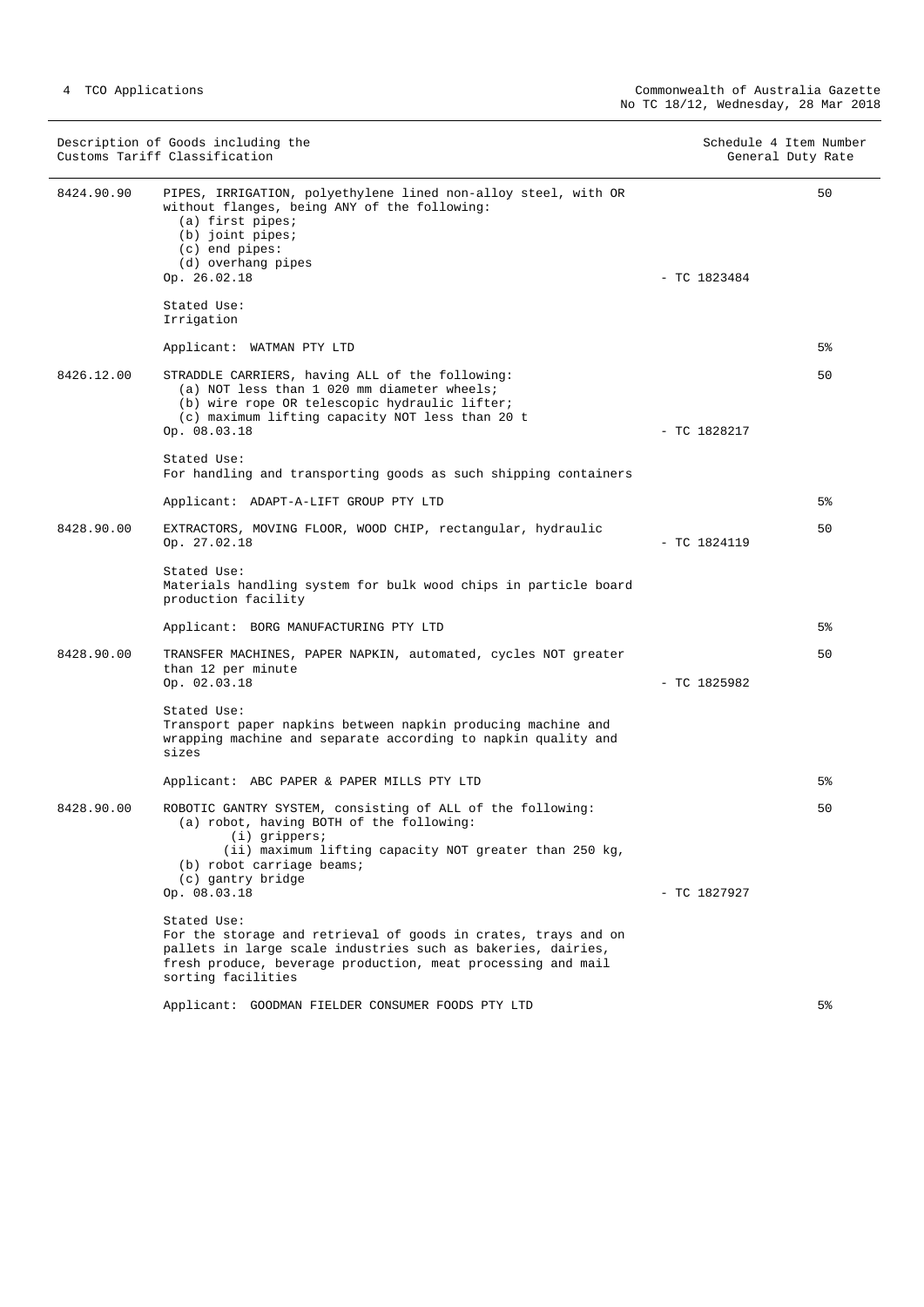| Description of Goods including the Customs Tariff Classification | | Schedule 4 Item Number General Duty Rate | |
|---|---|---|---|
| 8424.90.90 | PIPES, IRRIGATION, polyethylene lined non-alloy steel, with OR without flanges, being ANY of the following:<br>(a) first pipes;<br>(b) joint pipes;<br>(c) end pipes:<br>(d) overhang pipes<br>Op. 26.02.18<br><br>Stated Use:<br>Irrigation<br><br>Applicant: WATMAN PTY LTD | - TC 1823484 | 50<br><br><br><br><br><br><br><br><br><br>5% |
| 8426.12.00 | STRADDLE CARRIERS, having ALL of the following:<br>(a) NOT less than 1 020 mm diameter wheels;<br>(b) wire rope OR telescopic hydraulic lifter;<br>(c) maximum lifting capacity NOT less than 20 t<br>Op. 08.03.18<br><br>Stated Use:<br>For handling and transporting goods as such shipping containers<br><br>Applicant: ADAPT-A-LIFT GROUP PTY LTD | - TC 1828217 | 50<br><br><br><br><br><br><br><br>5% |
| 8428.90.00 | EXTRACTORS, MOVING FLOOR, WOOD CHIP, rectangular, hydraulic<br>Op. 27.02.18<br><br>Stated Use:<br>Materials handling system for bulk wood chips in particle board production facility<br><br>Applicant: BORG MANUFACTURING PTY LTD | - TC 1824119 | 50<br><br><br><br><br><br>5% |
| 8428.90.00 | TRANSFER MACHINES, PAPER NAPKIN, automated, cycles NOT greater than 12 per minute<br>Op. 02.03.18<br><br>Stated Use:<br>Transport paper napkins between napkin producing machine and wrapping machine and separate according to napkin quality and sizes<br><br>Applicant: ABC PAPER & PAPER MILLS PTY LTD | - TC 1825982 | 50<br><br><br><br><br><br><br>5% |
| 8428.90.00 | ROBOTIC GANTRY SYSTEM, consisting of ALL of the following:<br>(a) robot, having BOTH of the following:<br>(i) grippers;<br>(ii) maximum lifting capacity NOT greater than 250 kg,<br>(b) robot carriage beams;<br>(c) gantry bridge<br>Op. 08.03.18<br><br>Stated Use:<br>For the storage and retrieval of goods in crates, trays and on pallets in large scale industries such as bakeries, dairies, fresh produce, beverage production, meat processing and mail sorting facilities<br><br>Applicant: GOODMAN FIELDER CONSUMER FOODS PTY LTD | - TC 1827927 | 50<br><br><br><br><br><br><br><br><br><br><br><br>5% |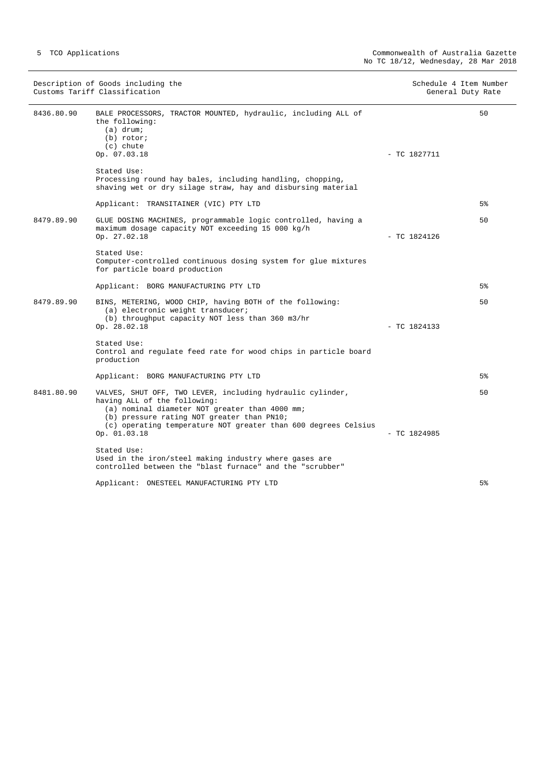| Description of Goods including the Customs Tariff Classification | | Schedule 4 Item Number | General Duty Rate |
|---|---|---|---|
| 8436.80.90 | BALE PROCESSORS, TRACTOR MOUNTED, hydraulic, including ALL of the following:<br>(a) drum;<br>(b) rotor;<br>(c) chute<br>Op. 07.03.18<br><br>Stated Use:<br>Processing round hay bales, including handling, chopping, shaving wet or dry silage straw, hay and disbursing material<br><br>Applicant: TRANSITAINER (VIC) PTY LTD | - TC 1827711 | 50<br><br>5% |
| 8479.89.90 | GLUE DOSING MACHINES, programmable logic controlled, having a maximum dosage capacity NOT exceeding 15 000 kg/h<br>Op. 27.02.18<br><br>Stated Use:<br>Computer-controlled continuous dosing system for glue mixtures for particle board production<br><br>Applicant: BORG MANUFACTURING PTY LTD | - TC 1824126 | 50<br><br>5% |
| 8479.89.90 | BINS, METERING, WOOD CHIP, having BOTH of the following:<br>(a) electronic weight transducer;<br>(b) throughput capacity NOT less than 360 m3/hr<br>Op. 28.02.18<br><br>Stated Use:<br>Control and regulate feed rate for wood chips in particle board production<br><br>Applicant: BORG MANUFACTURING PTY LTD | - TC 1824133 | 50<br><br>5% |
| 8481.80.90 | VALVES, SHUT OFF, TWO LEVER, including hydraulic cylinder, having ALL of the following:<br>(a) nominal diameter NOT greater than 4000 mm;<br>(b) pressure rating NOT greater than PN10;<br>(c) operating temperature NOT greater than 600 degrees Celsius<br>Op. 01.03.18<br><br>Stated Use:<br>Used in the iron/steel making industry where gases are controlled between the "blast furnace" and the "scrubber"<br><br>Applicant: ONESTEEL MANUFACTURING PTY LTD | - TC 1824985 | 50<br><br>5% |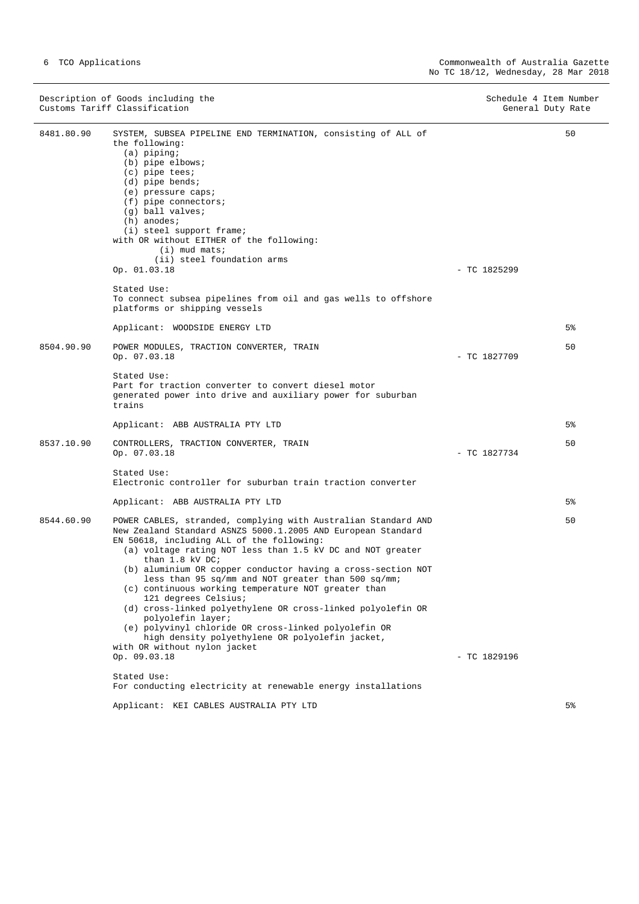| Customs Tariff Classification | Description of Goods including the Customs Tariff Classification | Schedule 4 Item Number | General Duty Rate |
|---|---|---|---|
| 8481.80.90 | SYSTEM, SUBSEA PIPELINE END TERMINATION, consisting of ALL of the following:<br>(a) piping;<br>(b) pipe elbows;<br>(c) pipe tees;<br>(d) pipe bends;<br>(e) pressure caps;<br>(f) pipe connectors;<br>(g) ball valves;<br>(h) anodes;<br>(i) steel support frame;<br>with OR without EITHER of the following:<br>(i) mud mats;<br>(ii) steel foundation arms<br>Op. 01.03.18<br><br>Stated Use:<br>To connect subsea pipelines from oil and gas wells to offshore platforms or shipping vessels<br><br>Applicant: WOODSIDE ENERGY LTD | - TC 1825299 | 50<br><br>5% |
| 8504.90.90 | POWER MODULES, TRACTION CONVERTER, TRAIN<br>Op. 07.03.18<br><br>Stated Use:<br>Part for traction converter to convert diesel motor generated power into drive and auxiliary power for suburban trains<br><br>Applicant: ABB AUSTRALIA PTY LTD | - TC 1827709 | 50<br><br>5% |
| 8537.10.90 | CONTROLLERS, TRACTION CONVERTER, TRAIN<br>Op. 07.03.18<br><br>Stated Use:<br>Electronic controller for suburban train traction converter<br><br>Applicant: ABB AUSTRALIA PTY LTD | - TC 1827734 | 50<br><br>5% |
| 8544.60.90 | POWER CABLES, stranded, complying with Australian Standard AND New Zealand Standard ASNZS 5000.1.2005 AND European Standard EN 50618, including ALL of the following:<br>(a) voltage rating NOT less than 1.5 kV DC and NOT greater than 1.8 kV DC;<br>(b) aluminium OR copper conductor having a cross-section NOT less than 95 sq/mm and NOT greater than 500 sq/mm;<br>(c) continuous working temperature NOT greater than 121 degrees Celsius;<br>(d) cross-linked polyethylene OR cross-linked polyolefin OR polyolefin layer;<br>(e) polyvinyl chloride OR cross-linked polyolefin OR high density polyethylene OR polyolefin jacket,<br>with OR without nylon jacket<br>Op. 09.03.18<br><br>Stated Use:<br>For conducting electricity at renewable energy installations<br><br>Applicant: KEI CABLES AUSTRALIA PTY LTD | - TC 1829196 | 50<br><br>5% |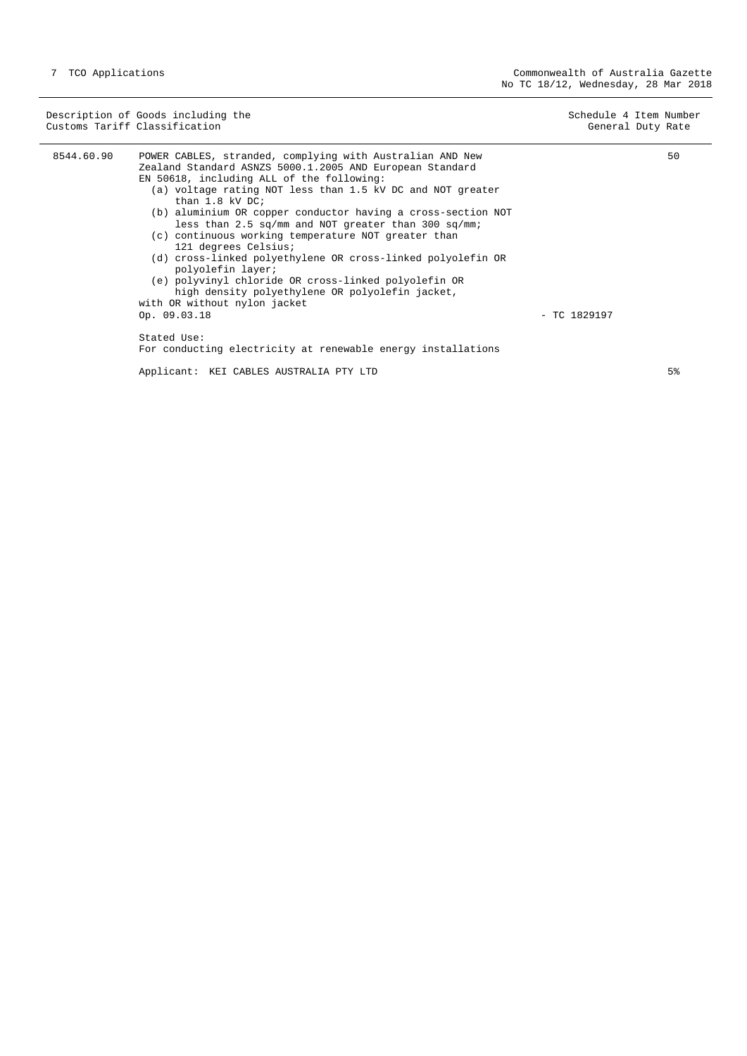| Description of Goods including the Customs Tariff Classification | | | Schedule 4 Item Number General Duty Rate |
|---|---|---|---|
| 8544.60.90 | POWER CABLES, stranded, complying with Australian AND New Zealand Standard ASNZS 5000.1.2005 AND European Standard EN 50618, including ALL of the following:<br>(a) voltage rating NOT less than 1.5 kV DC and NOT greater than 1.8 kV DC;<br>(b) aluminium OR copper conductor having a cross-section NOT less than 2.5 sq/mm and NOT greater than 300 sq/mm;<br>(c) continuous working temperature NOT greater than 121 degrees Celsius;<br>(d) cross-linked polyethylene OR cross-linked polyolefin OR polyolefin layer;<br>(e) polyvinyl chloride OR cross-linked polyolefin OR high density polyethylene OR polyolefin jacket,<br>with OR without nylon jacket<br>Op. 09.03.18 | - TC 1829197 | 50 |
| | Stated Use:<br>For conducting electricity at renewable energy installations | | |
| | Applicant: KEI CABLES AUSTRALIA PTY LTD | | 5% |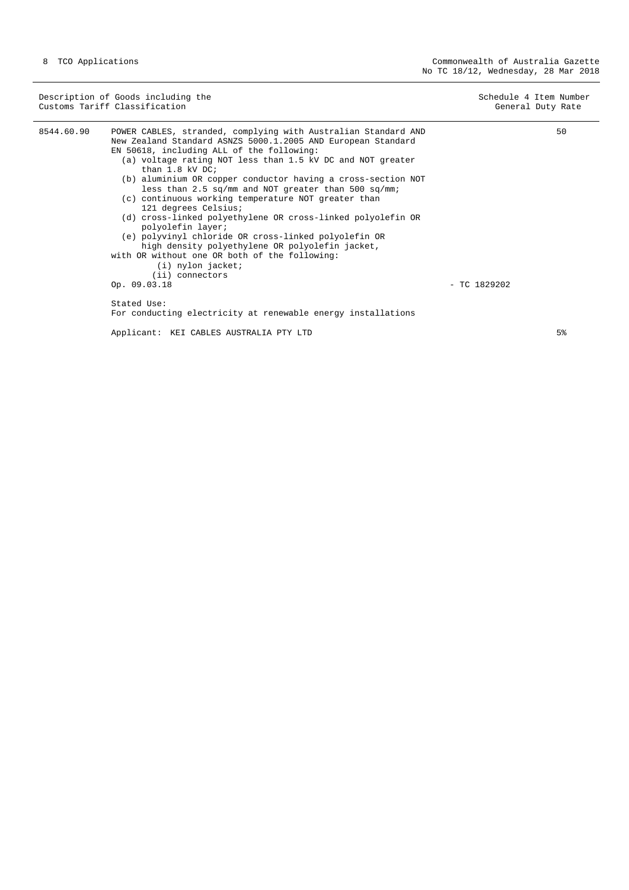| Description of Goods including the Customs Tariff Classification | | | Schedule 4 Item Number General Duty Rate |
|---|---|---|---|
| 8544.60.90 | POWER CABLES, stranded, complying with Australian Standard AND New Zealand Standard ASNZS 5000.1.2005 AND European Standard EN 50618, including ALL of the following:<br>(a) voltage rating NOT less than 1.5 kV DC and NOT greater than 1.8 kV DC;<br>(b) aluminium OR copper conductor having a cross-section NOT less than 2.5 sq/mm and NOT greater than 500 sq/mm;<br>(c) continuous working temperature NOT greater than 121 degrees Celsius;<br>(d) cross-linked polyethylene OR cross-linked polyolefin OR polyolefin layer;<br>(e) polyvinyl chloride OR cross-linked polyolefin OR high density polyethylene OR polyolefin jacket,<br>with OR without one OR both of the following:<br>(i) nylon jacket;<br>(ii) connectors<br>Op. 09.03.18 | - TC 1829202 | 50 |
| | Stated Use:<br>For conducting electricity at renewable energy installations | | |
| | Applicant: KEI CABLES AUSTRALIA PTY LTD | | 5% |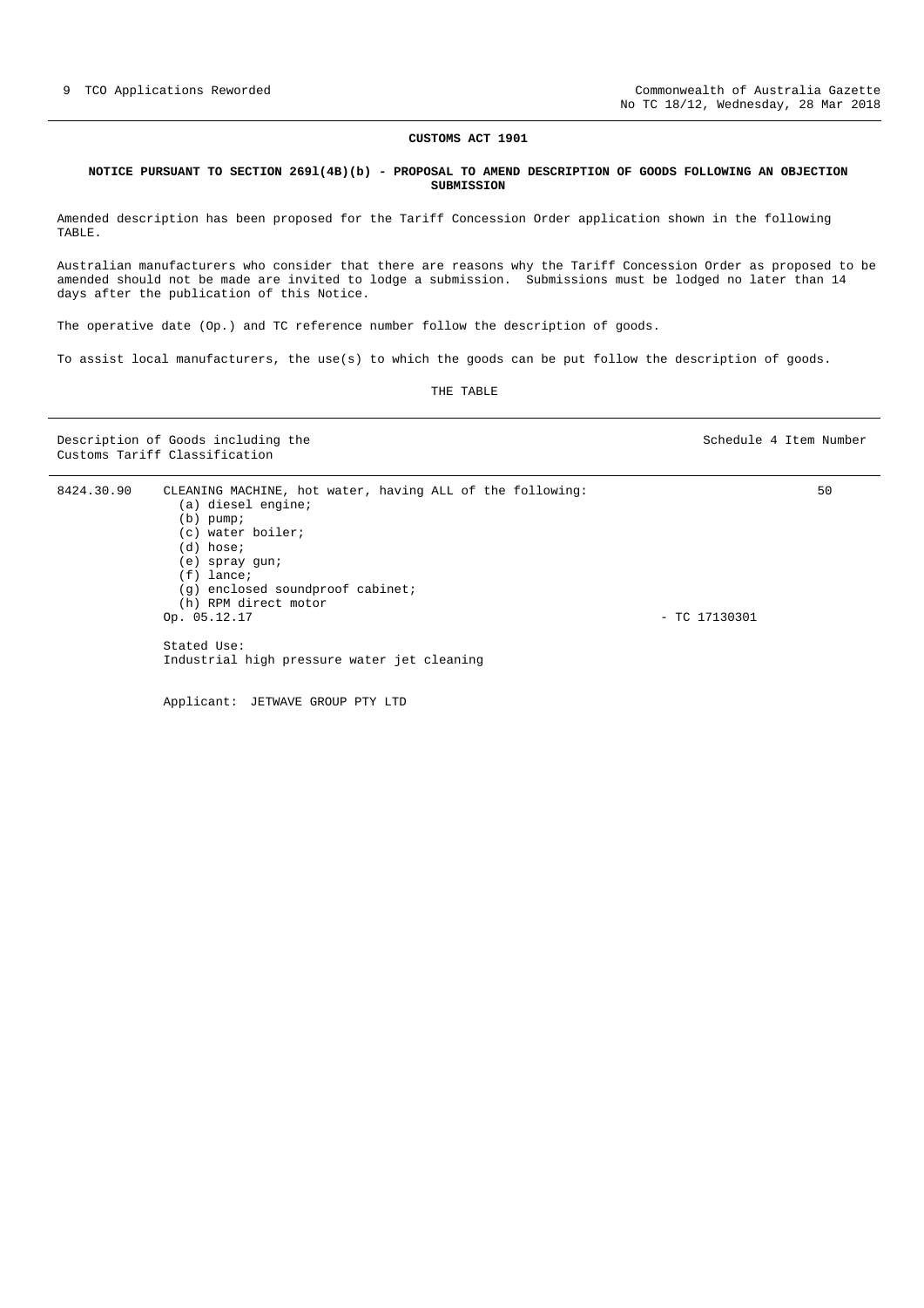**CUSTOMS ACT 1901**

**NOTICE PURSUANT TO SECTION 269l(4B)(b) - PROPOSAL TO AMEND DESCRIPTION OF GOODS FOLLOWING AN OBJECTION SUBMISSION**

Amended description has been proposed for the Tariff Concession Order application shown in the following TABLE.

Australian manufacturers who consider that there are reasons why the Tariff Concession Order as proposed to be amended should not be made are invited to lodge a submission. Submissions must be lodged no later than 14 days after the publication of this Notice.

The operative date (Op.) and TC reference number follow the description of goods.

To assist local manufacturers, the use(s) to which the goods can be put follow the description of goods.

THE TABLE

| Description of Goods including the Customs Tariff Classification | | | Schedule 4 Item Number |
|---|---|---|---|
| 8424.30.90 | CLEANING MACHINE, hot water, having ALL of the following:<br>(a) diesel engine;<br>(b) pump;<br>(c) water boiler;<br>(d) hose;<br>(e) spray gun;<br>(f) lance;<br>(g) enclosed soundproof cabinet;<br>(h) RPM direct motor<br>Op. 05.12.17<br><br>Stated Use:<br>Industrial high pressure water jet cleaning<br><br>Applicant: JETWAVE GROUP PTY LTD | - TC 17130301 | 50 |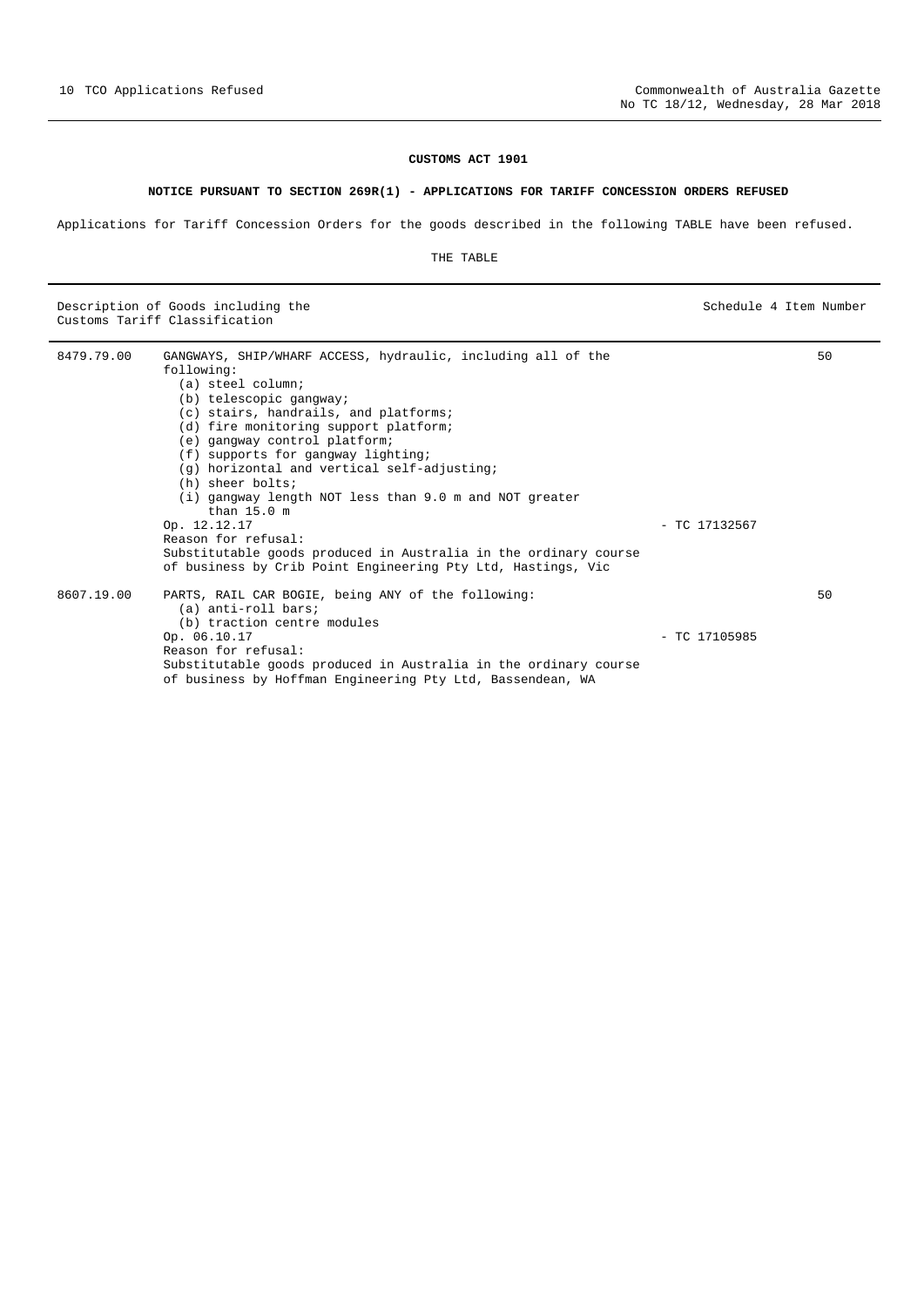**CUSTOMS ACT 1901**

**NOTICE PURSUANT TO SECTION 269R(1) - APPLICATIONS FOR TARIFF CONCESSION ORDERS REFUSED**

Applications for Tariff Concession Orders for the goods described in the following TABLE have been refused.

THE TABLE

| Description of Goods including the Customs Tariff Classification | | | Schedule 4 Item Number |
|---|---|---|---|
| 8479.79.00 | GANGWAYS, SHIP/WHARF ACCESS, hydraulic, including all of the following:<br>(a) steel column;<br>(b) telescopic gangway;<br>(c) stairs, handrails, and platforms;<br>(d) fire monitoring support platform;<br>(e) gangway control platform;<br>(f) supports for gangway lighting;<br>(g) horizontal and vertical self-adjusting;<br>(h) sheer bolts;<br>(i) gangway length NOT less than 9.0 m and NOT greater than 15.0 m<br>Op. 12.12.17<br>Reason for refusal:<br>Substitutable goods produced in Australia in the ordinary course of business by Crib Point Engineering Pty Ltd, Hastings, Vic | - TC 17132567 | 50 |
| 8607.19.00 | PARTS, RAIL CAR BOGIE, being ANY of the following:<br>(a) anti-roll bars;<br>(b) traction centre modules<br>Op. 06.10.17<br>Reason for refusal:<br>Substitutable goods produced in Australia in the ordinary course of business by Hoffman Engineering Pty Ltd, Bassendean, WA | - TC 17105985 | 50 |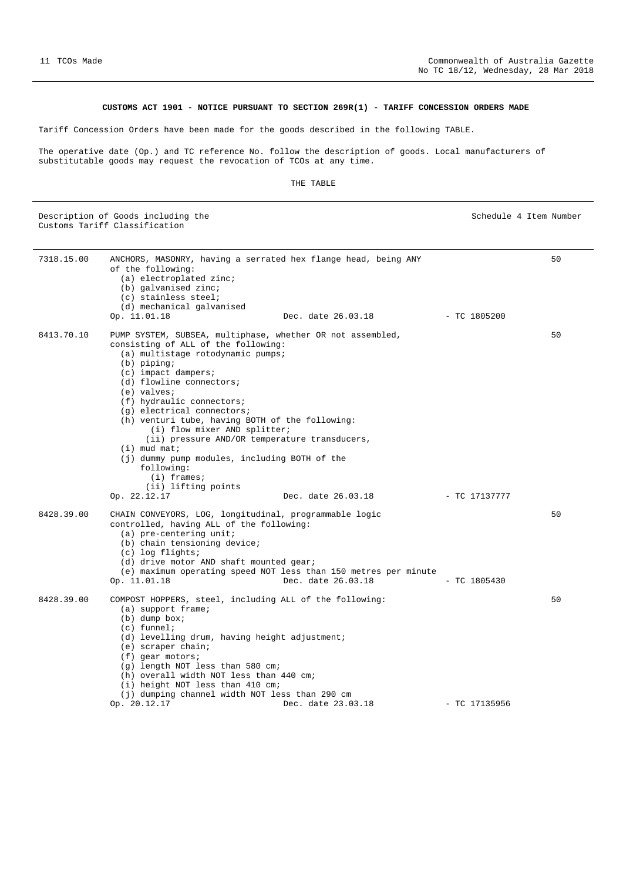**CUSTOMS ACT 1901 - NOTICE PURSUANT TO SECTION 269R(1) - TARIFF CONCESSION ORDERS MADE**

Tariff Concession Orders have been made for the goods described in the following TABLE.

The operative date (Op.) and TC reference No. follow the description of goods. Local manufacturers of substitutable goods may request the revocation of TCOs at any time.

THE TABLE

| Description of Goods including the Customs Tariff Classification | | Schedule 4 Item Number |
|---|---|---|
| 7318.15.00 | ANCHORS, MASONRY, having a serrated hex flange head, being ANY of the following:<br>(a) electroplated zinc;<br>(b) galvanised zinc;<br>(c) stainless steel;<br>(d) mechanical galvanised<br>Op. 11.01.18 Dec. date 26.03.18 - TC 1805200 | 50 |
| 8413.70.10 | PUMP SYSTEM, SUBSEA, multiphase, whether OR not assembled, consisting of ALL of the following:<br>(a) multistage rotodynamic pumps;<br>(b) piping;<br>(c) impact dampers;<br>(d) flowline connectors;<br>(e) valves;<br>(f) hydraulic connectors;<br>(g) electrical connectors;<br>(h) venturi tube, having BOTH of the following:<br>(i) flow mixer AND splitter;<br>(ii) pressure AND/OR temperature transducers,<br>(i) mud mat;<br>(j) dummy pump modules, including BOTH of the following:<br>(i) frames;<br>(ii) lifting points<br>Op. 22.12.17 Dec. date 26.03.18 - TC 17137777 | 50 |
| 8428.39.00 | CHAIN CONVEYORS, LOG, longitudinal, programmable logic controlled, having ALL of the following:<br>(a) pre-centering unit;<br>(b) chain tensioning device;<br>(c) log flights;<br>(d) drive motor AND shaft mounted gear;<br>(e) maximum operating speed NOT less than 150 metres per minute<br>Op. 11.01.18 Dec. date 26.03.18 - TC 1805430 | 50 |
| 8428.39.00 | COMPOST HOPPERS, steel, including ALL of the following:<br>(a) support frame;<br>(b) dump box;<br>(c) funnel;<br>(d) levelling drum, having height adjustment;<br>(e) scraper chain;<br>(f) gear motors;<br>(g) length NOT less than 580 cm;<br>(h) overall width NOT less than 440 cm;<br>(i) height NOT less than 410 cm;<br>(j) dumping channel width NOT less than 290 cm<br>Op. 20.12.17 Dec. date 23.03.18 - TC 17135956 | 50 |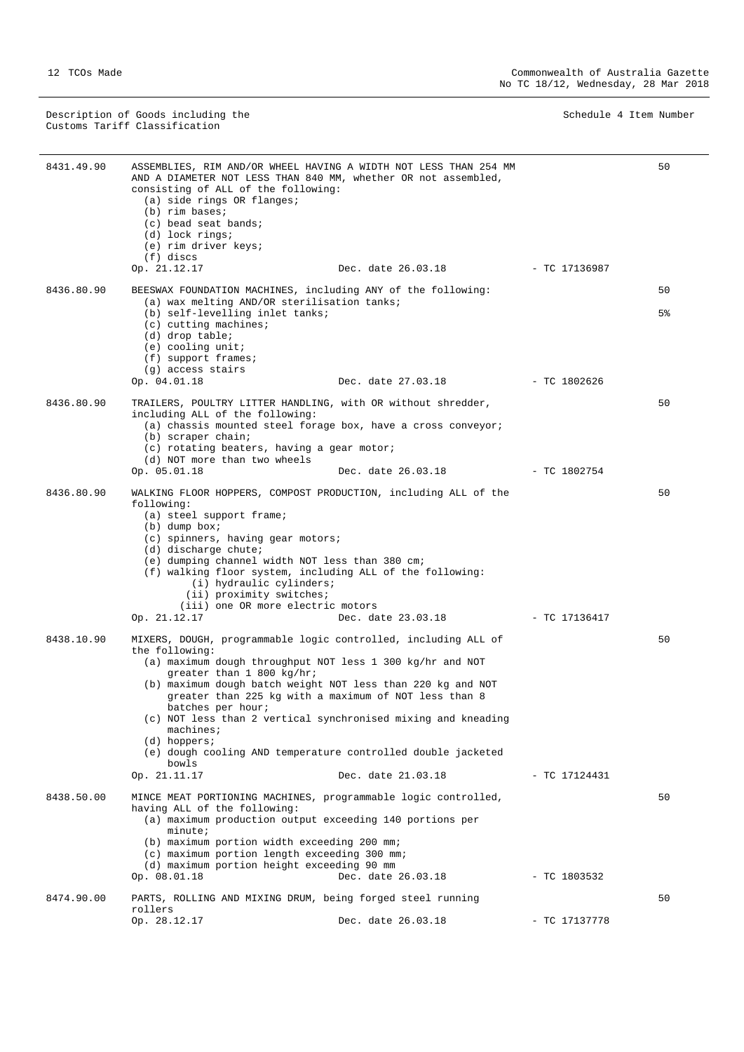| Description of Goods including the Customs Tariff Classification | | Schedule 4 Item Number |
|---|---|---|
| 8431.49.90 | ASSEMBLIES, RIM AND/OR WHEEL HAVING A WIDTH NOT LESS THAN 254 MM AND A DIAMETER NOT LESS THAN 840 MM, whether OR not assembled, consisting of ALL of the following:<br>(a) side rings OR flanges;<br>(b) rim bases;<br>(c) bead seat bands;<br>(d) lock rings;<br>(e) rim driver keys;<br>(f) discs<br>Op. 21.12.17 Dec. date 26.03.18 - TC 17136987 | 50 |
| 8436.80.90 | BEESWAX FOUNDATION MACHINES, including ANY of the following:<br>(a) wax melting AND/OR sterilisation tanks;<br>(b) self-levelling inlet tanks;<br>(c) cutting machines;<br>(d) drop table;<br>(e) cooling unit;<br>(f) support frames;<br>(g) access stairs<br>Op. 04.01.18 Dec. date 27.03.18 - TC 1802626 | 50<br>5% |
| 8436.80.90 | TRAILERS, POULTRY LITTER HANDLING, with OR without shredder, including ALL of the following:<br>(a) chassis mounted steel forage box, have a cross conveyor;<br>(b) scraper chain;<br>(c) rotating beaters, having a gear motor;<br>(d) NOT more than two wheels<br>Op. 05.01.18 Dec. date 26.03.18 - TC 1802754 | 50 |
| 8436.80.90 | WALKING FLOOR HOPPERS, COMPOST PRODUCTION, including ALL of the following:<br>(a) steel support frame;<br>(b) dump box;<br>(c) spinners, having gear motors;<br>(d) discharge chute;<br>(e) dumping channel width NOT less than 380 cm;<br>(f) walking floor system, including ALL of the following:<br>(i) hydraulic cylinders;<br>(ii) proximity switches;<br>(iii) one OR more electric motors<br>Op. 21.12.17 Dec. date 23.03.18 - TC 17136417 | 50 |
| 8438.10.90 | MIXERS, DOUGH, programmable logic controlled, including ALL of the following:<br>(a) maximum dough throughput NOT less 1 300 kg/hr and NOT greater than 1 800 kg/hr;<br>(b) maximum dough batch weight NOT less than 220 kg and NOT greater than 225 kg with a maximum of NOT less than 8 batches per hour;<br>(c) NOT less than 2 vertical synchronised mixing and kneading machines;<br>(d) hoppers;<br>(e) dough cooling AND temperature controlled double jacketed bowls<br>Op. 21.11.17 Dec. date 21.03.18 - TC 17124431 | 50 |
| 8438.50.00 | MINCE MEAT PORTIONING MACHINES, programmable logic controlled, having ALL of the following:<br>(a) maximum production output exceeding 140 portions per minute;<br>(b) maximum portion width exceeding 200 mm;<br>(c) maximum portion length exceeding 300 mm;<br>(d) maximum portion height exceeding 90 mm<br>Op. 08.01.18 Dec. date 26.03.18 - TC 1803532 | 50 |
| 8474.90.00 | PARTS, ROLLING AND MIXING DRUM, being forged steel running rollers<br>Op. 28.12.17 Dec. date 26.03.18 - TC 17137778 | 50 |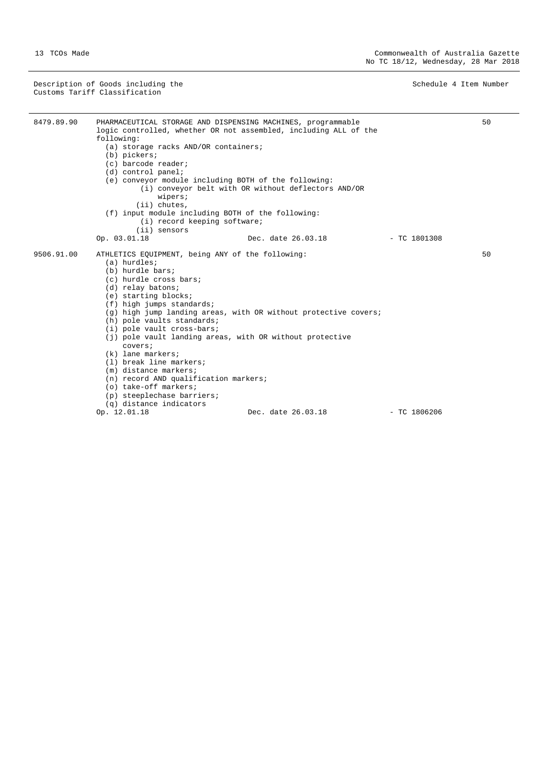| Description of Goods including the Customs Tariff Classification | | | | Schedule 4 Item Number |
|---|---|---|---|---|
| 8479.89.90 | PHARMACEUTICAL STORAGE AND DISPENSING MACHINES, programmable logic controlled, whether OR not assembled, including ALL of the following:<br>(a) storage racks AND/OR containers;<br>(b) pickers;<br>(c) barcode reader;<br>(d) control panel;<br>(e) conveyor module including BOTH of the following:<br>(i) conveyor belt with OR without deflectors AND/OR wipers;<br>(ii) chutes,<br>(f) input module including BOTH of the following:<br>(i) record keeping software;<br>(ii) sensors<br>Op. 03.01.18 | Dec. date 26.03.18 | - TC 1801308 | 50 |
| 9506.91.00 | ATHLETICS EQUIPMENT, being ANY of the following:<br>(a) hurdles;<br>(b) hurdle bars;<br>(c) hurdle cross bars;<br>(d) relay batons;<br>(e) starting blocks;<br>(f) high jumps standards;<br>(g) high jump landing areas, with OR without protective covers;<br>(h) pole vaults standards;<br>(i) pole vault cross-bars;<br>(j) pole vault landing areas, with OR without protective covers;<br>(k) lane markers;<br>(l) break line markers;<br>(m) distance markers;<br>(n) record AND qualification markers;<br>(o) take-off markers;<br>(p) steeplechase barriers;<br>(q) distance indicators<br>Op. 12.01.18 | Dec. date 26.03.18 | - TC 1806206 | 50 |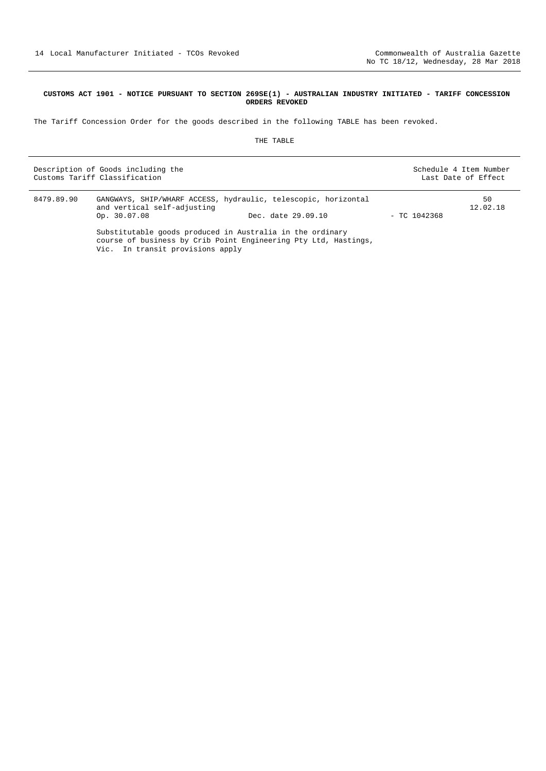**CUSTOMS ACT 1901 - NOTICE PURSUANT TO SECTION 269SE(1) - AUSTRALIAN INDUSTRY INITIATED - TARIFF CONCESSION ORDERS REVOKED**

The Tariff Concession Order for the goods described in the following TABLE has been revoked.

THE TABLE

| Description of Goods including the Customs Tariff Classification | | | | Schedule 4 Item Number Last Date of Effect |
|---|---|---|---|---|
| 8479.89.90 | GANGWAYS, SHIP/WHARF ACCESS, hydraulic, telescopic, horizontal and vertical self-adjusting<br>Op. 30.07.08 | Dec. date 29.09.10 | - TC 1042368 | 50<br>12.02.18 |
| | Substitutable goods produced in Australia in the ordinary course of business by Crib Point Engineering Pty Ltd, Hastings, Vic. In transit provisions apply | | | |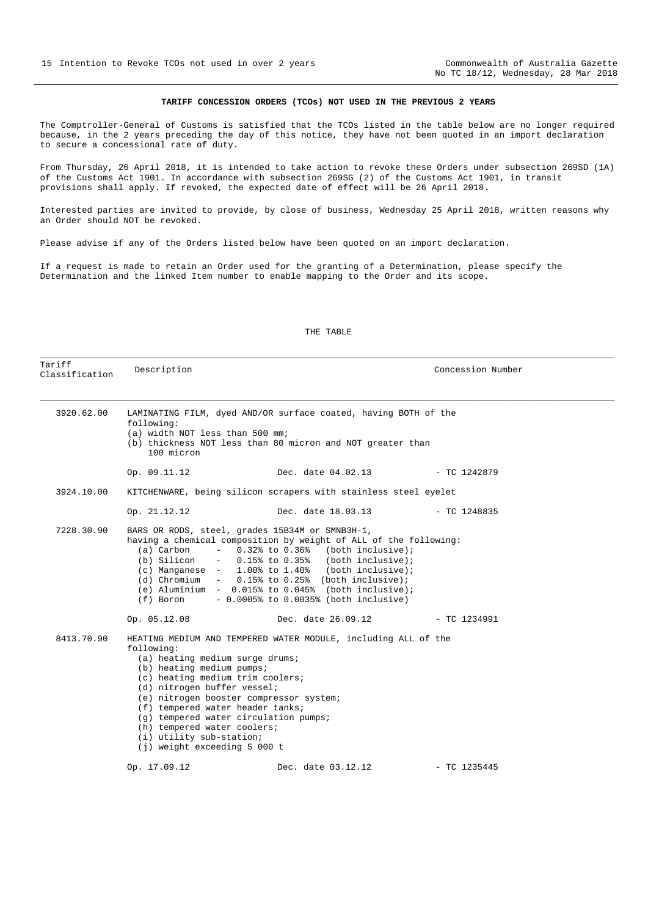## TARIFF CONCESSION ORDERS (TCOs) NOT USED IN THE PREVIOUS 2 YEARS

The Comptroller-General of Customs is satisfied that the TCOs listed in the table below are no longer required because, in the 2 years preceding the day of this notice, they have not been quoted in an import declaration to secure a concessional rate of duty.

From Thursday, 26 April 2018, it is intended to take action to revoke these Orders under subsection 269SD (1A) of the Customs Act 1901. In accordance with subsection 269SG (2) of the Customs Act 1901, in transit provisions shall apply. If revoked, the expected date of effect will be 26 April 2018.

Interested parties are invited to provide, by close of business, Wednesday 25 April 2018, written reasons why an Order should NOT be revoked.

Please advise if any of the Orders listed below have been quoted on an import declaration.

If a request is made to retain an Order used for the granting of a Determination, please specify the Determination and the linked Item number to enable mapping to the Order and its scope.

THE TABLE

| Tariff Classification | Description | Concession Number |
|---|---|---|
| 3920.62.00 | LAMINATING FILM, dyed AND/OR surface coated, having BOTH of the following:<br>(a) width NOT less than 500 mm;<br>(b) thickness NOT less than 80 micron and NOT greater than 100 micron<br><br>Op. 09.11.12 Dec. date 04.02.13 | - TC 1242879 |
| 3924.10.00 | KITCHENWARE, being silicon scrapers with stainless steel eyelet<br><br>Op. 21.12.12 Dec. date 18.03.13 | - TC 1248835 |
| 7228.30.90 | BARS OR RODS, steel, grades 15B34M or SMNB3H-1, having a chemical composition by weight of ALL of the following:<br>(a) Carbon - 0.32% to 0.36% (both inclusive);<br>(b) Silicon - 0.15% to 0.35% (both inclusive);<br>(c) Manganese - 1.00% to 1.40% (both inclusive);<br>(d) Chromium - 0.15% to 0.25% (both inclusive);<br>(e) Aluminium - 0.015% to 0.045% (both inclusive);<br>(f) Boron - 0.0005% to 0.0035% (both inclusive)<br><br>Op. 05.12.08 Dec. date 26.09.12 | - TC 1234991 |
| 8413.70.90 | HEATING MEDIUM AND TEMPERED WATER MODULE, including ALL of the following:<br>(a) heating medium surge drums;<br>(b) heating medium pumps;<br>(c) heating medium trim coolers;<br>(d) nitrogen buffer vessel;<br>(e) nitrogen booster compressor system;<br>(f) tempered water header tanks;<br>(g) tempered water circulation pumps;<br>(h) tempered water coolers;<br>(i) utility sub-station;<br>(j) weight exceeding 5 000 t<br><br>Op. 17.09.12 Dec. date 03.12.12 | - TC 1235445 |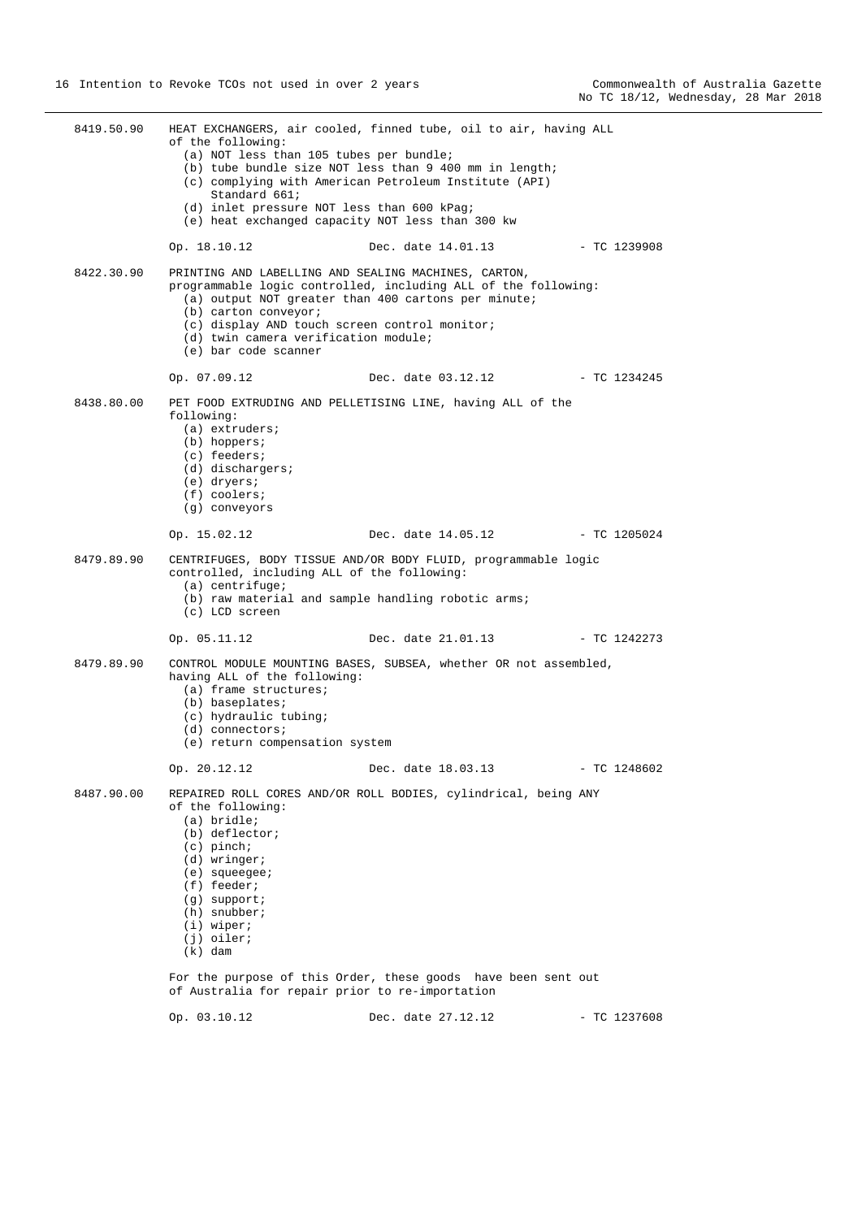8419.50.90 HEAT EXCHANGERS, air cooled, finned tube, oil to air, having ALL of the following:

(a) NOT less than 105 tubes per bundle;
(b) tube bundle size NOT less than 9 400 mm in length;
(c) complying with American Petroleum Institute (API) Standard 661;
(d) inlet pressure NOT less than 600 kPag;
(e) heat exchanged capacity NOT less than 300 kw

Op. 18.10.12 Dec. date 14.01.13 - TC 1239908

8422.30.90 PRINTING AND LABELLING AND SEALING MACHINES, CARTON, programmable logic controlled, including ALL of the following:

(a) output NOT greater than 400 cartons per minute;
(b) carton conveyor;
(c) display AND touch screen control monitor;
(d) twin camera verification module;
(e) bar code scanner

Op. 07.09.12 Dec. date 03.12.12 - TC 1234245

8438.80.00 PET FOOD EXTRUDING AND PELLETISING LINE, having ALL of the following:

(a) extruders;
(b) hoppers;
(c) feeders;
(d) dischargers;
(e) dryers;
(f) coolers;
(g) conveyors

Op. 15.02.12 Dec. date 14.05.12 - TC 1205024

8479.89.90 CENTRIFUGES, BODY TISSUE AND/OR BODY FLUID, programmable logic controlled, including ALL of the following:

(a) centrifuge;
(b) raw material and sample handling robotic arms;
(c) LCD screen

Op. 05.11.12 Dec. date 21.01.13 - TC 1242273

8479.89.90 CONTROL MODULE MOUNTING BASES, SUBSEA, whether OR not assembled, having ALL of the following:

(a) frame structures;
(b) baseplates;
(c) hydraulic tubing;
(d) connectors;
(e) return compensation system

Op. 20.12.12 Dec. date 18.03.13 - TC 1248602

8487.90.00 REPAIRED ROLL CORES AND/OR ROLL BODIES, cylindrical, being ANY of the following:

(a) bridle;
(b) deflector;
(c) pinch;
(d) wringer;
(e) squeegee;
(f) feeder;
(g) support;
(h) snubber;
(i) wiper;
(j) oiler;
(k) dam

For the purpose of this Order, these goods have been sent out of Australia for repair prior to re-importation

Op. 03.10.12 Dec. date 27.12.12 - TC 1237608